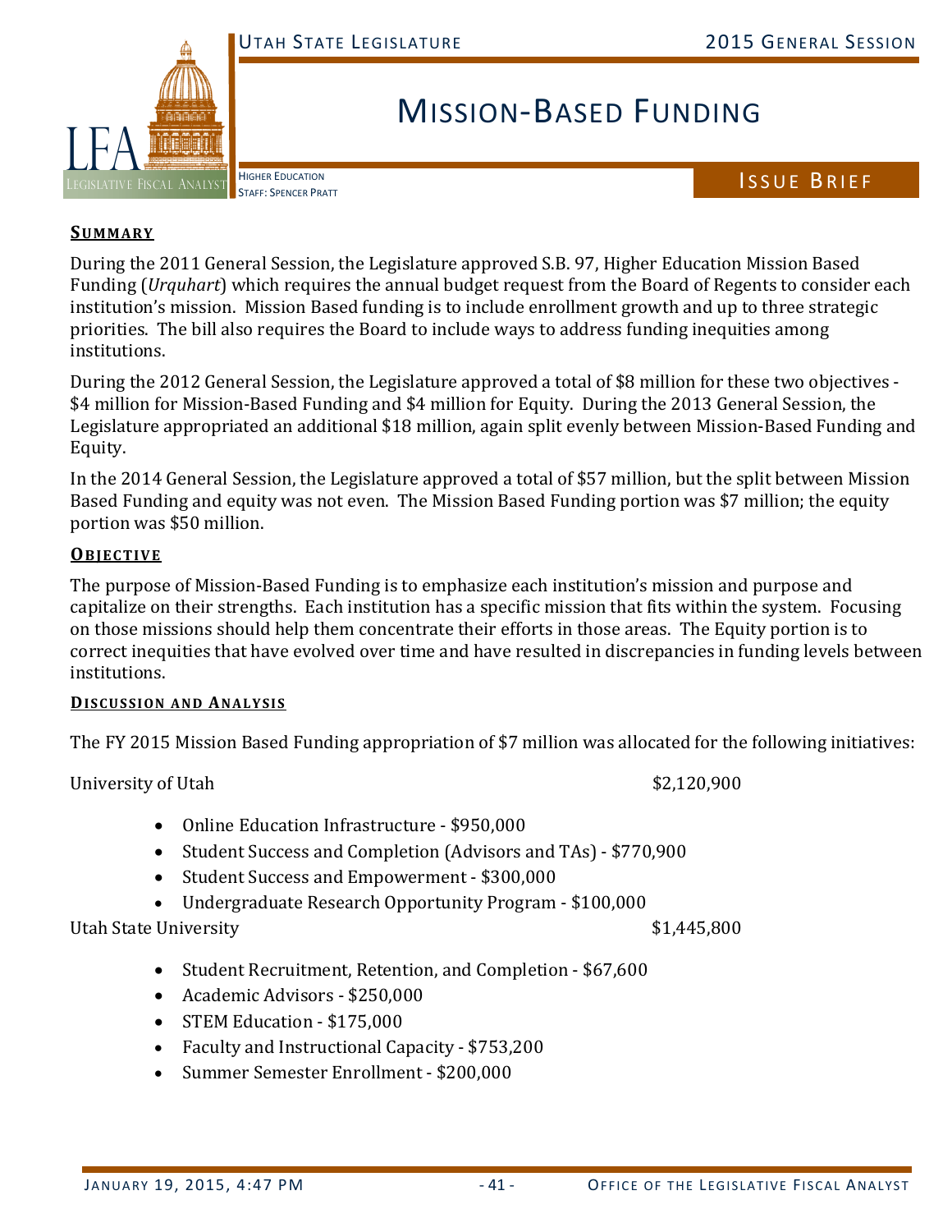# Mission-Based Funding

Higher Education
Staff: Spencer Pratt

Issue Brief

## Summary

During the 2011 General Session, the Legislature approved S.B. 97, Higher Education Mission Based Funding (*Urquhart*) which requires the annual budget request from the Board of Regents to consider each institution's mission. Mission Based funding is to include enrollment growth and up to three strategic priorities. The bill also requires the Board to include ways to address funding inequities among institutions.

During the 2012 General Session, the Legislature approved a total of $8 million for these two objectives - $4 million for Mission-Based Funding and $4 million for Equity. During the 2013 General Session, the Legislature appropriated an additional $18 million, again split evenly between Mission-Based Funding and Equity.

In the 2014 General Session, the Legislature approved a total of $57 million, but the split between Mission Based Funding and equity was not even. The Mission Based Funding portion was $7 million; the equity portion was $50 million.

## Objective

The purpose of Mission-Based Funding is to emphasize each institution's mission and purpose and capitalize on their strengths. Each institution has a specific mission that fits within the system. Focusing on those missions should help them concentrate their efforts in those areas. The Equity portion is to correct inequities that have evolved over time and have resulted in discrepancies in funding levels between institutions.

## Discussion and Analysis

The FY 2015 Mission Based Funding appropriation of $7 million was allocated for the following initiatives:

University of Utah $2,120,900

- Online Education Infrastructure - $950,000
- Student Success and Completion (Advisors and TAs) - $770,900
- Student Success and Empowerment - $300,000
- Undergraduate Research Opportunity Program - $100,000

Utah State University $1,445,800

- Student Recruitment, Retention, and Completion - $67,600
- Academic Advisors - $250,000
- STEM Education - $175,000
- Faculty and Instructional Capacity - $753,200
- Summer Semester Enrollment - $200,000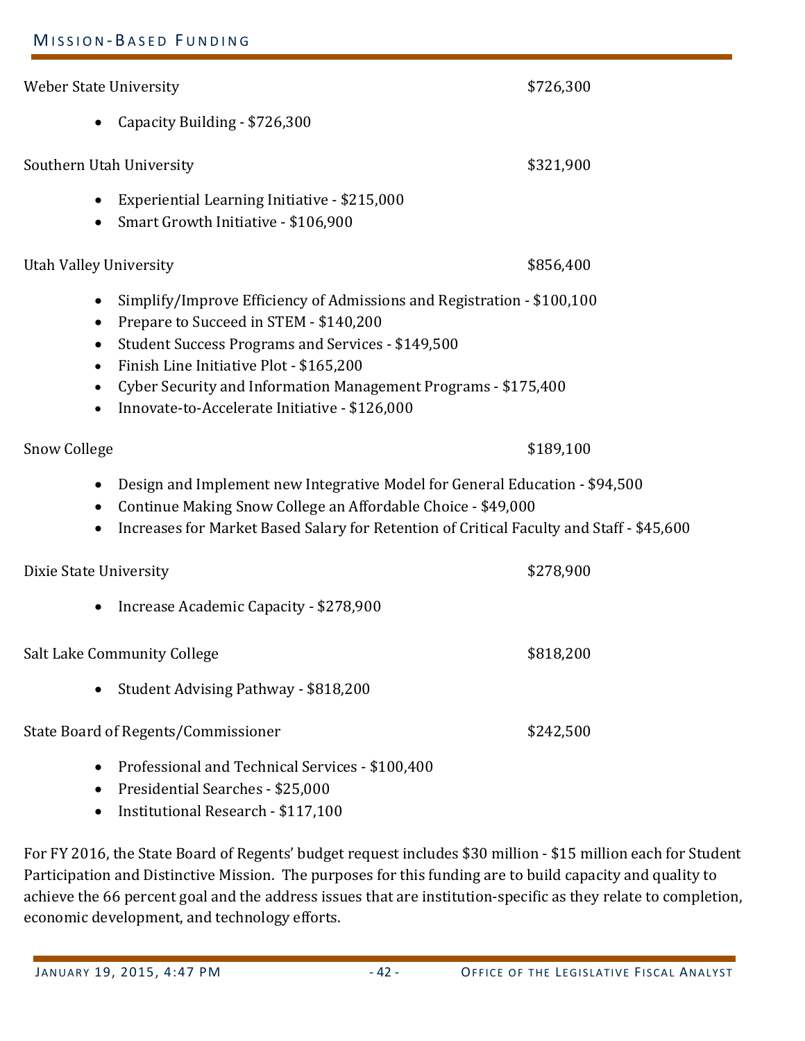Weber State University $726,300

- Capacity Building - $726,300

Southern Utah University $321,900

- Experiential Learning Initiative - $215,000
- Smart Growth Initiative - $106,900

Utah Valley University $856,400

- Simplify/Improve Efficiency of Admissions and Registration - $100,100
- Prepare to Succeed in STEM - $140,200
- Student Success Programs and Services - $149,500
- Finish Line Initiative Plot - $165,200
- Cyber Security and Information Management Programs - $175,400
- Innovate-to-Accelerate Initiative - $126,000

Snow College $189,100

- Design and Implement new Integrative Model for General Education - $94,500
- Continue Making Snow College an Affordable Choice - $49,000
- Increases for Market Based Salary for Retention of Critical Faculty and Staff - $45,600

Dixie State University $278,900

- Increase Academic Capacity - $278,900

Salt Lake Community College $818,200

- Student Advising Pathway - $818,200

State Board of Regents/Commissioner $242,500

- Professional and Technical Services - $100,400
- Presidential Searches - $25,000
- Institutional Research - $117,100

For FY 2016, the State Board of Regents' budget request includes $30 million - $15 million each for Student Participation and Distinctive Mission. The purposes for this funding are to build capacity and quality to achieve the 66 percent goal and the address issues that are institution-specific as they relate to completion, economic development, and technology efforts.